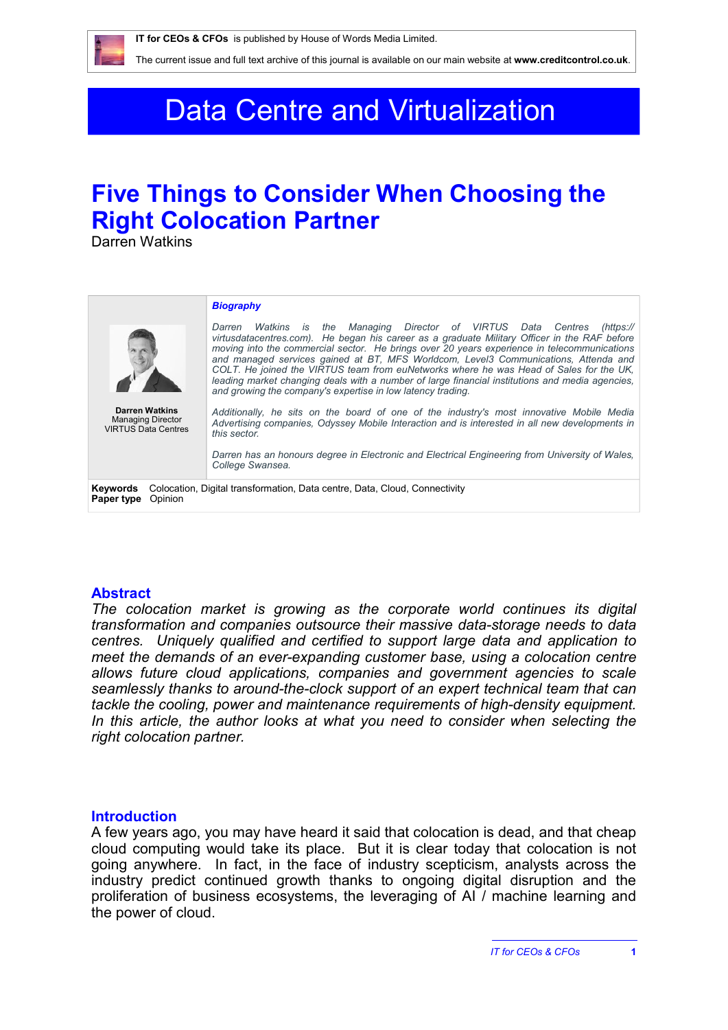IT for CEOs & CFOs is published by House of Words Media Limited.

The current issue and full text archive of this journal is available on our main website at **www.creditcontrol.co.uk**.

# Data Centre and Virtualization

# Five Things to Consider When Choosing the Right Colocation Partner

Darren Watkins

**Darren Watkins**
Managing Director
VIRTUS Data Centres

***Biography***

*Darren Watkins is the Managing Director of VIRTUS Data Centres (https://virtusdatacentres.com). He began his career as a graduate Military Officer in the RAF before moving into the commercial sector. He brings over 20 years experience in telecommunications and managed services gained at BT, MFS Worldcom, Level3 Communications, Attenda and COLT. He joined the VIRTUS team from euNetworks where he was Head of Sales for the UK, leading market changing deals with a number of large financial institutions and media agencies, and growing the company's expertise in low latency trading.*

*Additionally, he sits on the board of one of the industry's most innovative Mobile Media Advertising companies, Odyssey Mobile Interaction and is interested in all new developments in this sector.*

*Darren has an honours degree in Electronic and Electrical Engineering from University of Wales, College Swansea.*

**Keywords** Colocation, Digital transformation, Data centre, Data, Cloud, Connectivity
**Paper type** Opinion

## Abstract

*The colocation market is growing as the corporate world continues its digital transformation and companies outsource their massive data-storage needs to data centres. Uniquely qualified and certified to support large data and application to meet the demands of an ever-expanding customer base, using a colocation centre allows future cloud applications, companies and government agencies to scale seamlessly thanks to around-the-clock support of an expert technical team that can tackle the cooling, power and maintenance requirements of high-density equipment. In this article, the author looks at what you need to consider when selecting the right colocation partner.*

## Introduction

A few years ago, you may have heard it said that colocation is dead, and that cheap cloud computing would take its place. But it is clear today that colocation is not going anywhere. In fact, in the face of industry scepticism, analysts across the industry predict continued growth thanks to ongoing digital disruption and the proliferation of business ecosystems, the leveraging of AI / machine learning and the power of cloud.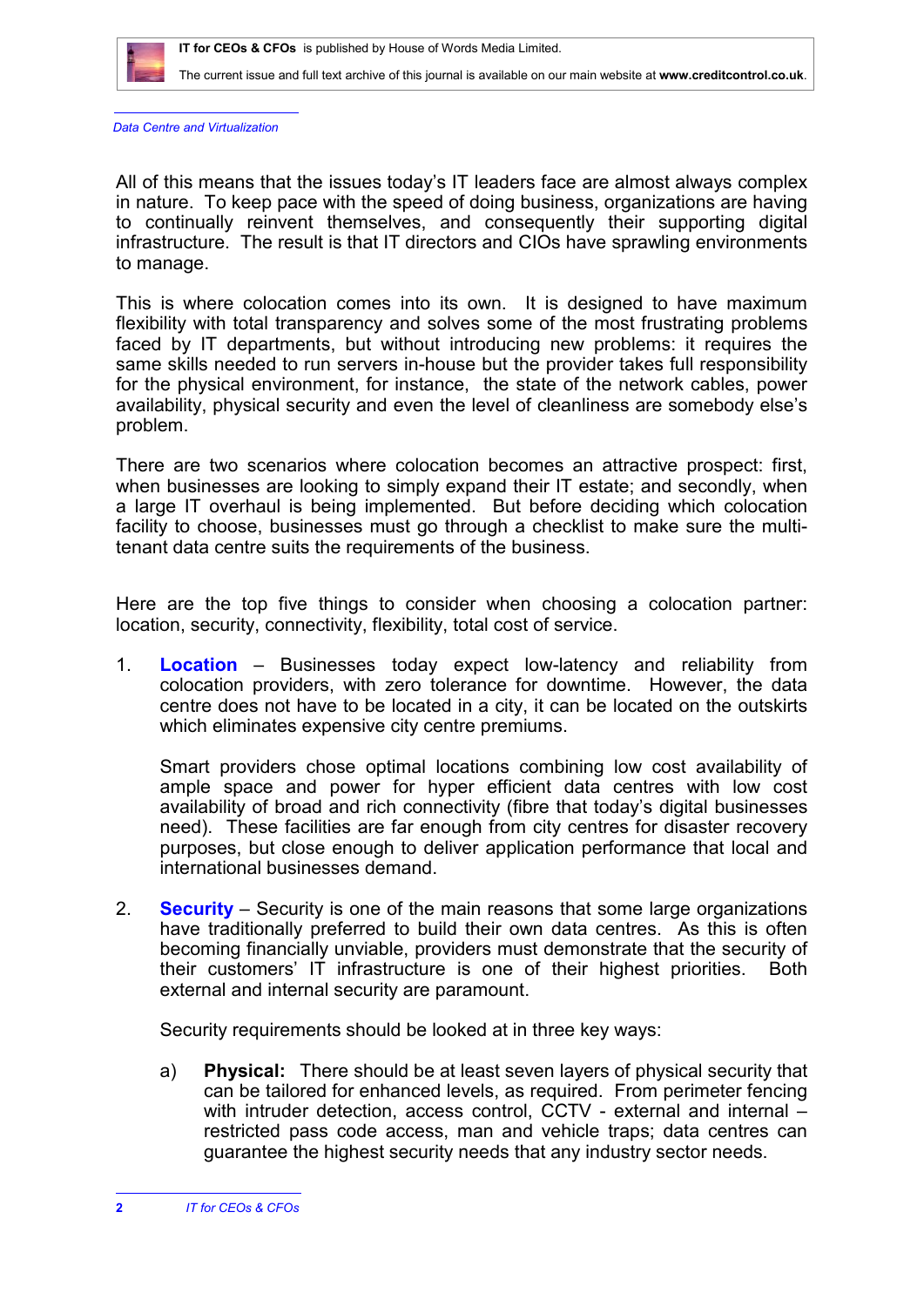All of this means that the issues today's IT leaders face are almost always complex in nature. To keep pace with the speed of doing business, organizations are having to continually reinvent themselves, and consequently their supporting digital infrastructure. The result is that IT directors and CIOs have sprawling environments to manage.

This is where colocation comes into its own. It is designed to have maximum flexibility with total transparency and solves some of the most frustrating problems faced by IT departments, but without introducing new problems: it requires the same skills needed to run servers in-house but the provider takes full responsibility for the physical environment, for instance, the state of the network cables, power availability, physical security and even the level of cleanliness are somebody else's problem.

There are two scenarios where colocation becomes an attractive prospect: first, when businesses are looking to simply expand their IT estate; and secondly, when a large IT overhaul is being implemented. But before deciding which colocation facility to choose, businesses must go through a checklist to make sure the multi-tenant data centre suits the requirements of the business.

Here are the top five things to consider when choosing a colocation partner: location, security, connectivity, flexibility, total cost of service.

1. **Location** – Businesses today expect low-latency and reliability from colocation providers, with zero tolerance for downtime. However, the data centre does not have to be located in a city, it can be located on the outskirts which eliminates expensive city centre premiums.

   Smart providers chose optimal locations combining low cost availability of ample space and power for hyper efficient data centres with low cost availability of broad and rich connectivity (fibre that today's digital businesses need). These facilities are far enough from city centres for disaster recovery purposes, but close enough to deliver application performance that local and international businesses demand.

2. **Security** – Security is one of the main reasons that some large organizations have traditionally preferred to build their own data centres. As this is often becoming financially unviable, providers must demonstrate that the security of their customers' IT infrastructure is one of their highest priorities. Both external and internal security are paramount.

   Security requirements should be looked at in three key ways:

   a) **Physical:** There should be at least seven layers of physical security that can be tailored for enhanced levels, as required. From perimeter fencing with intruder detection, access control, CCTV - external and internal – restricted pass code access, man and vehicle traps; data centres can guarantee the highest security needs that any industry sector needs.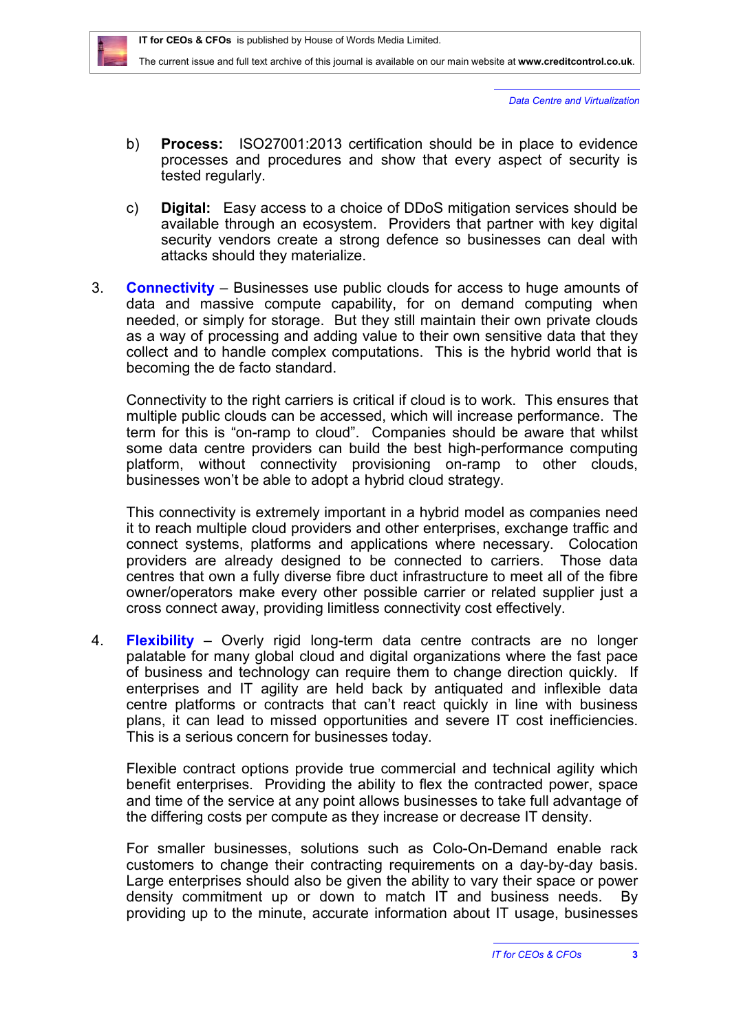b) **Process:** ISO27001:2013 certification should be in place to evidence processes and procedures and show that every aspect of security is tested regularly.

c) **Digital:** Easy access to a choice of DDoS mitigation services should be available through an ecosystem. Providers that partner with key digital security vendors create a strong defence so businesses can deal with attacks should they materialize.

3. **Connectivity** – Businesses use public clouds for access to huge amounts of data and massive compute capability, for on demand computing when needed, or simply for storage. But they still maintain their own private clouds as a way of processing and adding value to their own sensitive data that they collect and to handle complex computations. This is the hybrid world that is becoming the de facto standard.

   Connectivity to the right carriers is critical if cloud is to work. This ensures that multiple public clouds can be accessed, which will increase performance. The term for this is "on-ramp to cloud". Companies should be aware that whilst some data centre providers can build the best high-performance computing platform, without connectivity provisioning on-ramp to other clouds, businesses won't be able to adopt a hybrid cloud strategy.

   This connectivity is extremely important in a hybrid model as companies need it to reach multiple cloud providers and other enterprises, exchange traffic and connect systems, platforms and applications where necessary. Colocation providers are already designed to be connected to carriers. Those data centres that own a fully diverse fibre duct infrastructure to meet all of the fibre owner/operators make every other possible carrier or related supplier just a cross connect away, providing limitless connectivity cost effectively.

4. **Flexibility** – Overly rigid long-term data centre contracts are no longer palatable for many global cloud and digital organizations where the fast pace of business and technology can require them to change direction quickly. If enterprises and IT agility are held back by antiquated and inflexible data centre platforms or contracts that can't react quickly in line with business plans, it can lead to missed opportunities and severe IT cost inefficiencies. This is a serious concern for businesses today.

   Flexible contract options provide true commercial and technical agility which benefit enterprises. Providing the ability to flex the contracted power, space and time of the service at any point allows businesses to take full advantage of the differing costs per compute as they increase or decrease IT density.

   For smaller businesses, solutions such as Colo-On-Demand enable rack customers to change their contracting requirements on a day-by-day basis. Large enterprises should also be given the ability to vary their space or power density commitment up or down to match IT and business needs. By providing up to the minute, accurate information about IT usage, businesses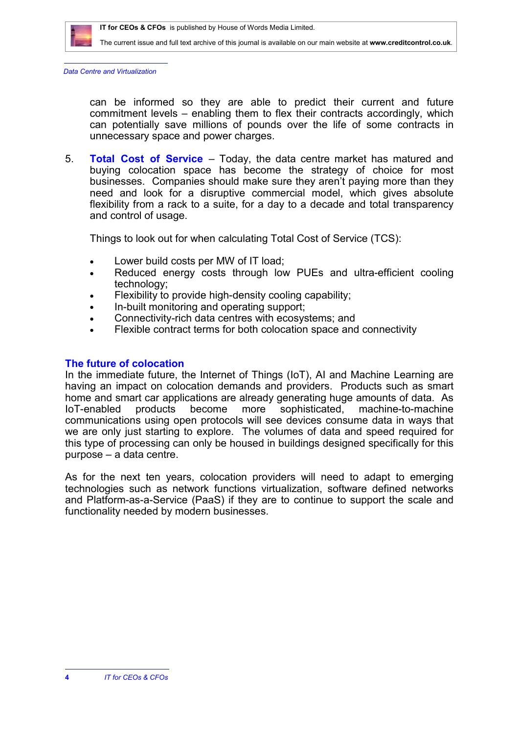can be informed so they are able to predict their current and future commitment levels – enabling them to flex their contracts accordingly, which can potentially save millions of pounds over the life of some contracts in unnecessary space and power charges.

5. **Total Cost of Service** – Today, the data centre market has matured and buying colocation space has become the strategy of choice for most businesses. Companies should make sure they aren't paying more than they need and look for a disruptive commercial model, which gives absolute flexibility from a rack to a suite, for a day to a decade and total transparency and control of usage.

   Things to look out for when calculating Total Cost of Service (TCS):

   - Lower build costs per MW of IT load;
   - Reduced energy costs through low PUEs and ultra-efficient cooling technology;
   - Flexibility to provide high-density cooling capability;
   - In-built monitoring and operating support;
   - Connectivity-rich data centres with ecosystems; and
   - Flexible contract terms for both colocation space and connectivity

## The future of colocation

In the immediate future, the Internet of Things (IoT), AI and Machine Learning are having an impact on colocation demands and providers. Products such as smart home and smart car applications are already generating huge amounts of data. As IoT-enabled products become more sophisticated, machine-to-machine communications using open protocols will see devices consume data in ways that we are only just starting to explore. The volumes of data and speed required for this type of processing can only be housed in buildings designed specifically for this purpose – a data centre.

As for the next ten years, colocation providers will need to adapt to emerging technologies such as network functions virtualization, software defined networks and Platform-as-a-Service (PaaS) if they are to continue to support the scale and functionality needed by modern businesses.